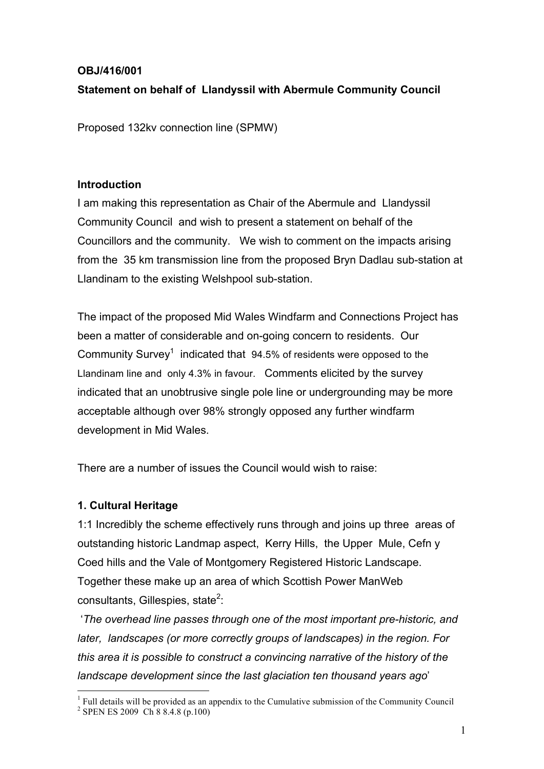**OBJ/416/001**

**Statement on behalf of Llandyssil with Abermule Community Council**

Proposed 132kv connection line (SPMW)

**Introduction**

I am making this representation as Chair of the Abermule and Llandyssil Community Council and wish to present a statement on behalf of the Councillors and the community. We wish to comment on the impacts arising from the 35 km transmission line from the proposed Bryn Dadlau sub-station at Llandinam to the existing Welshpool sub-station.

The impact of the proposed Mid Wales Windfarm and Connections Project has been a matter of considerable and on-going concern to residents. Our Community Survey[1] indicated that 94.5% of residents were opposed to the Llandinam line and only 4.3% in favour. Comments elicited by the survey indicated that an unobtrusive single pole line or undergrounding may be more acceptable although over 98% strongly opposed any further windfarm development in Mid Wales.

There are a number of issues the Council would wish to raise:

**1. Cultural Heritage**

1:1 Incredibly the scheme effectively runs through and joins up three areas of outstanding historic Landmap aspect, Kerry Hills, the Upper Mule, Cefn y Coed hills and the Vale of Montgomery Registered Historic Landscape. Together these make up an area of which Scottish Power ManWeb consultants, Gillespies, state[2]:

'*The overhead line passes through one of the most important pre-historic, and later, landscapes (or more correctly groups of landscapes) in the region. For this area it is possible to construct a convincing narrative of the history of the landscape development since the last glaciation ten thousand years ago*'

[1] Full details will be provided as an appendix to the Cumulative submission of the Community Council

[2] SPEN ES 2009 Ch 8 8.4.8 (p.100)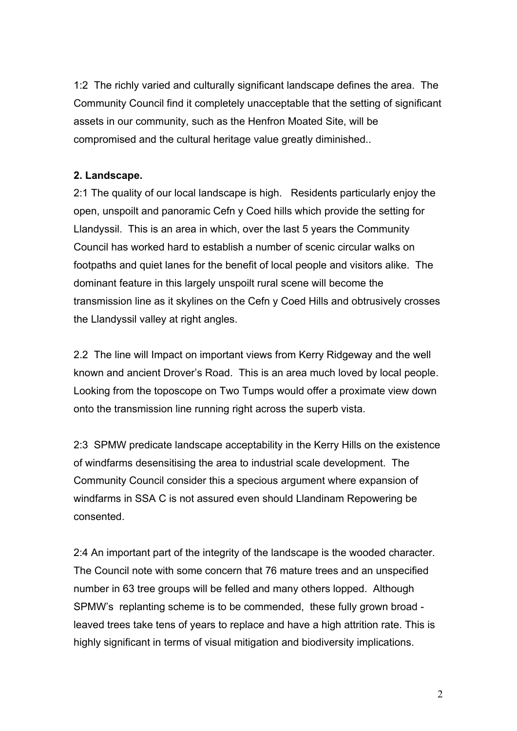1:2 The richly varied and culturally significant landscape defines the area. The Community Council find it completely unacceptable that the setting of significant assets in our community, such as the Henfron Moated Site, will be compromised and the cultural heritage value greatly diminished..

**2. Landscape.**

2:1 The quality of our local landscape is high. Residents particularly enjoy the open, unspoilt and panoramic Cefn y Coed hills which provide the setting for Llandyssil. This is an area in which, over the last 5 years the Community Council has worked hard to establish a number of scenic circular walks on footpaths and quiet lanes for the benefit of local people and visitors alike. The dominant feature in this largely unspoilt rural scene will become the transmission line as it skylines on the Cefn y Coed Hills and obtrusively crosses the Llandyssil valley at right angles.

2.2 The line will Impact on important views from Kerry Ridgeway and the well known and ancient Drover's Road. This is an area much loved by local people. Looking from the toposcope on Two Tumps would offer a proximate view down onto the transmission line running right across the superb vista.

2:3 SPMW predicate landscape acceptability in the Kerry Hills on the existence of windfarms desensitising the area to industrial scale development. The Community Council consider this a specious argument where expansion of windfarms in SSA C is not assured even should Llandinam Repowering be consented.

2:4 An important part of the integrity of the landscape is the wooded character. The Council note with some concern that 76 mature trees and an unspecified number in 63 tree groups will be felled and many others lopped. Although SPMW's replanting scheme is to be commended, these fully grown broad - leaved trees take tens of years to replace and have a high attrition rate. This is highly significant in terms of visual mitigation and biodiversity implications.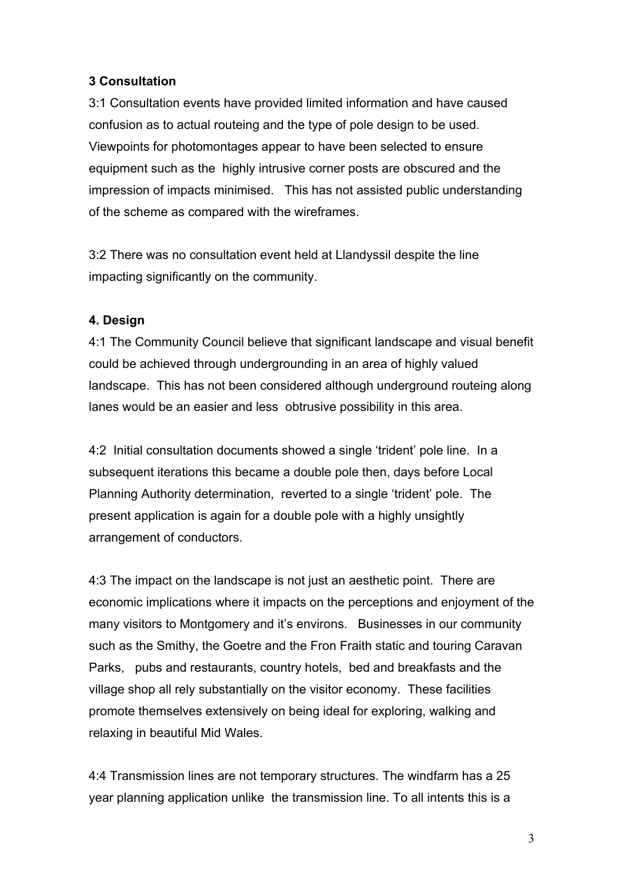**3 Consultation**

3:1 Consultation events have provided limited information and have caused confusion as to actual routeing and the type of pole design to be used. Viewpoints for photomontages appear to have been selected to ensure equipment such as the highly intrusive corner posts are obscured and the impression of impacts minimised. This has not assisted public understanding of the scheme as compared with the wireframes.

3:2 There was no consultation event held at Llandyssil despite the line impacting significantly on the community.

**4. Design**

4:1 The Community Council believe that significant landscape and visual benefit could be achieved through undergrounding in an area of highly valued landscape. This has not been considered although underground routeing along lanes would be an easier and less obtrusive possibility in this area.

4:2 Initial consultation documents showed a single 'trident' pole line. In a subsequent iterations this became a double pole then, days before Local Planning Authority determination, reverted to a single 'trident' pole. The present application is again for a double pole with a highly unsightly arrangement of conductors.

4:3 The impact on the landscape is not just an aesthetic point. There are economic implications where it impacts on the perceptions and enjoyment of the many visitors to Montgomery and it's environs. Businesses in our community such as the Smithy, the Goetre and the Fron Fraith static and touring Caravan Parks, pubs and restaurants, country hotels, bed and breakfasts and the village shop all rely substantially on the visitor economy. These facilities promote themselves extensively on being ideal for exploring, walking and relaxing in beautiful Mid Wales.

4:4 Transmission lines are not temporary structures. The windfarm has a 25 year planning application unlike the transmission line. To all intents this is a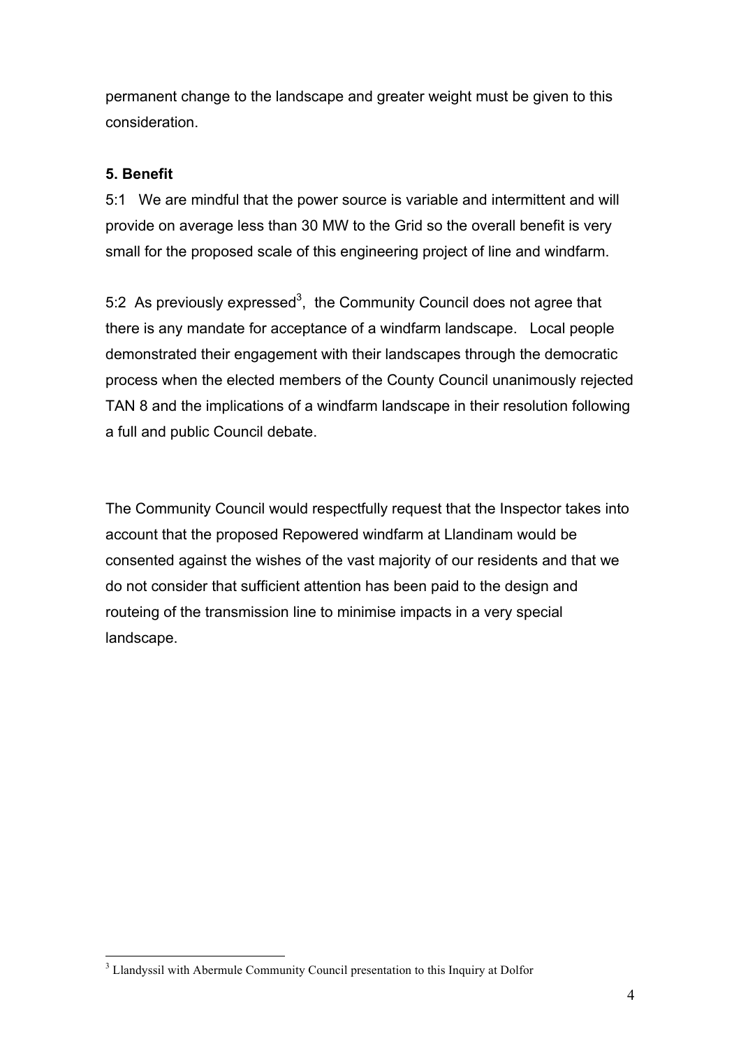permanent change to the landscape and greater weight must be given to this consideration.

### 5. Benefit

5:1 We are mindful that the power source is variable and intermittent and will provide on average less than 30 MW to the Grid so the overall benefit is very small for the proposed scale of this engineering project of line and windfarm.

5:2 As previously expressed[3], the Community Council does not agree that there is any mandate for acceptance of a windfarm landscape. Local people demonstrated their engagement with their landscapes through the democratic process when the elected members of the County Council unanimously rejected TAN 8 and the implications of a windfarm landscape in their resolution following a full and public Council debate.

The Community Council would respectfully request that the Inspector takes into account that the proposed Repowered windfarm at Llandinam would be consented against the wishes of the vast majority of our residents and that we do not consider that sufficient attention has been paid to the design and routeing of the transmission line to minimise impacts in a very special landscape.

[3] Llandyssil with Abermule Community Council presentation to this Inquiry at Dolfor